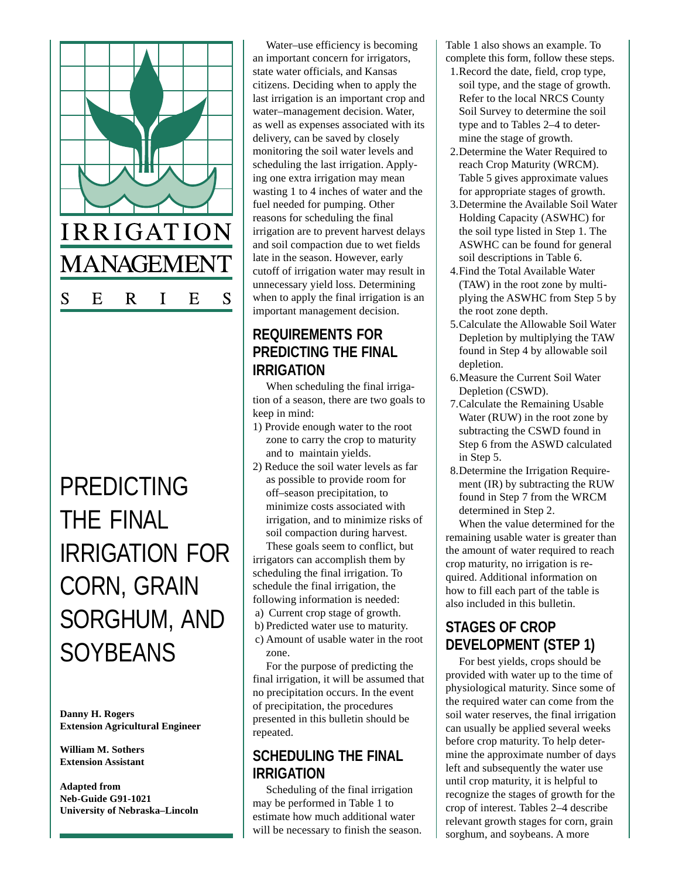IRRIGATION MANAGEMENT SERIES

# PREDICTING THE FINAL IRRIGATION FOR CORN, GRAIN SORGHUM, AND SOYBEANS

**Danny H. Rogers**
**Extension Agricultural Engineer**

**William M. Sothers**
**Extension Assistant**

**Adapted from**
**Neb-Guide G91-1021**
**University of Nebraska–Lincoln**

Water–use efficiency is becoming an important concern for irrigators, state water officials, and Kansas citizens. Deciding when to apply the last irrigation is an important crop and water–management decision. Water, as well as expenses associated with its delivery, can be saved by closely monitoring the soil water levels and scheduling the last irrigation. Applying one extra irrigation may mean wasting 1 to 4 inches of water and the fuel needed for pumping. Other reasons for scheduling the final irrigation are to prevent harvest delays and soil compaction due to wet fields late in the season. However, early cutoff of irrigation water may result in unnecessary yield loss. Determining when to apply the final irrigation is an important management decision.

## REQUIREMENTS FOR PREDICTING THE FINAL IRRIGATION

When scheduling the final irrigation of a season, there are two goals to keep in mind:

1) Provide enough water to the root zone to carry the crop to maturity and to maintain yields.
2) Reduce the soil water levels as far as possible to provide room for off–season precipitation, to minimize costs associated with irrigation, and to minimize risks of soil compaction during harvest.

These goals seem to conflict, but irrigators can accomplish them by scheduling the final irrigation. To schedule the final irrigation, the following information is needed:

a) Current crop stage of growth.
b) Predicted water use to maturity.
c) Amount of usable water in the root zone.

For the purpose of predicting the final irrigation, it will be assumed that no precipitation occurs. In the event of precipitation, the procedures presented in this bulletin should be repeated.

## SCHEDULING THE FINAL IRRIGATION

Scheduling of the final irrigation may be performed in Table 1 to estimate how much additional water will be necessary to finish the season. Table 1 also shows an example. To complete this form, follow these steps.

1. Record the date, field, crop type, soil type, and the stage of growth. Refer to the local NRCS County Soil Survey to determine the soil type and to Tables 2–4 to determine the stage of growth.
2. Determine the Water Required to reach Crop Maturity (WRCM). Table 5 gives approximate values for appropriate stages of growth.
3. Determine the Available Soil Water Holding Capacity (ASWHC) for the soil type listed in Step 1. The ASWHC can be found for general soil descriptions in Table 6.
4. Find the Total Available Water (TAW) in the root zone by multiplying the ASWHC from Step 5 by the root zone depth.
5. Calculate the Allowable Soil Water Depletion by multiplying the TAW found in Step 4 by allowable soil depletion.
6. Measure the Current Soil Water Depletion (CSWD).
7. Calculate the Remaining Usable Water (RUW) in the root zone by subtracting the CSWD found in Step 6 from the ASWD calculated in Step 5.
8. Determine the Irrigation Requirement (IR) by subtracting the RUW found in Step 7 from the WRCM determined in Step 2.

When the value determined for the remaining usable water is greater than the amount of water required to reach crop maturity, no irrigation is required. Additional information on how to fill each part of the table is also included in this bulletin.

## STAGES OF CROP DEVELOPMENT (STEP 1)

For best yields, crops should be provided with water up to the time of physiological maturity. Since some of the required water can come from the soil water reserves, the final irrigation can usually be applied several weeks before crop maturity. To help determine the approximate number of days left and subsequently the water use until crop maturity, it is helpful to recognize the stages of growth for the crop of interest. Tables 2–4 describe relevant growth stages for corn, grain sorghum, and soybeans. A more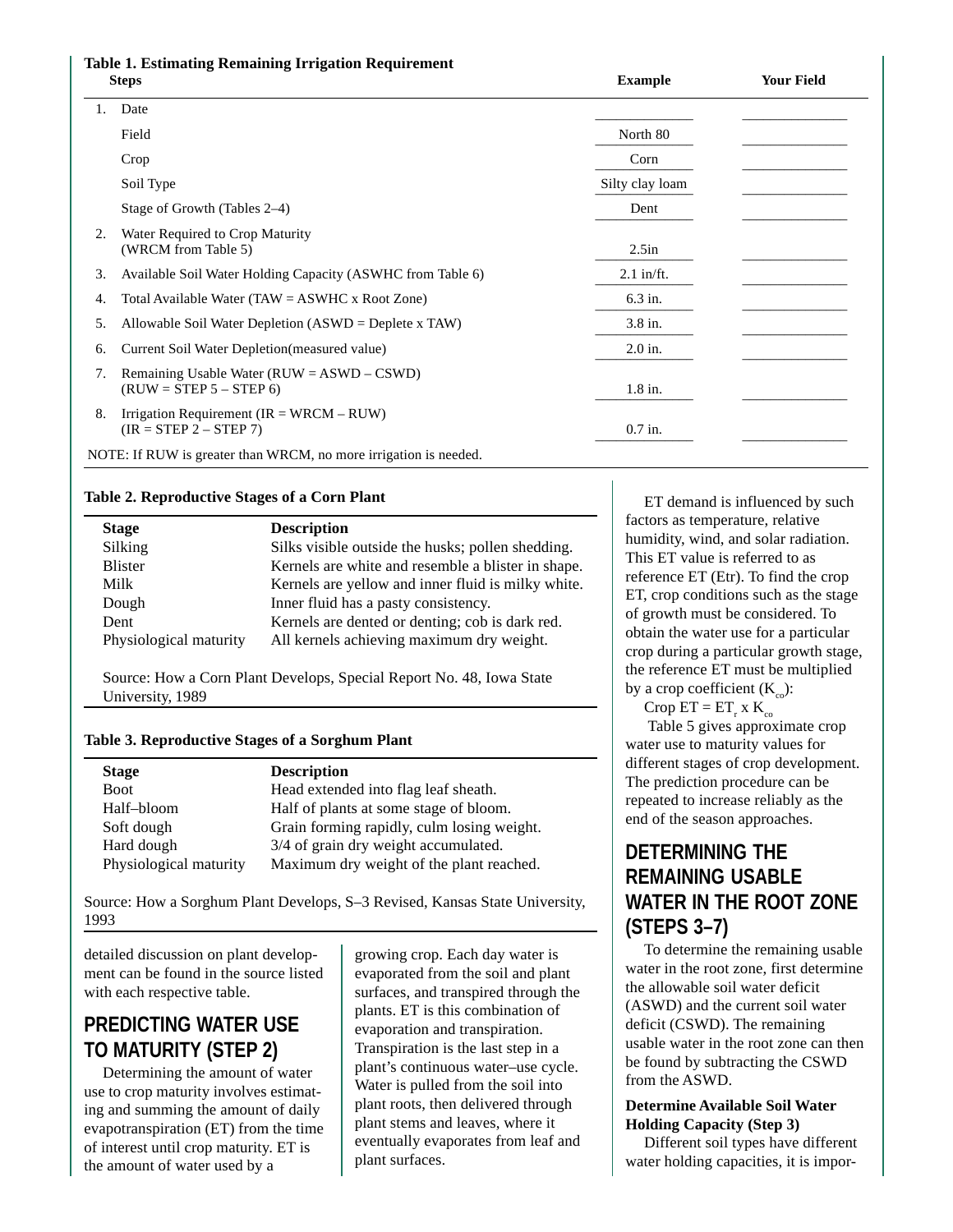**Table 1. Estimating Remaining Irrigation Requirement**

| | Steps | Example | Your Field |
|---|---|---|---|
| 1. | Date | | |
| | Field | North 80 | |
| | Crop | Corn | |
| | Soil Type | Silty clay loam | |
| | Stage of Growth (Tables 2–4) | Dent | |
| 2. | Water Required to Crop Maturity (WRCM from Table 5) | 2.5in | |
| 3. | Available Soil Water Holding Capacity (ASWHC from Table 6) | 2.1 in/ft. | |
| 4. | Total Available Water (TAW = ASWHC x Root Zone) | 6.3 in. | |
| 5. | Allowable Soil Water Depletion (ASWD = Deplete x TAW) | 3.8 in. | |
| 6. | Current Soil Water Depletion(measured value) | 2.0 in. | |
| 7. | Remaining Usable Water (RUW = ASWD – CSWD) (RUW = STEP 5 – STEP 6) | 1.8 in. | |
| 8. | Irrigation Requirement (IR = WRCM – RUW) (IR = STEP 2 – STEP 7) | 0.7 in. | |

NOTE: If RUW is greater than WRCM, no more irrigation is needed.

**Table 2. Reproductive Stages of a Corn Plant**

| Stage | Description |
|---|---|
| Silking | Silks visible outside the husks; pollen shedding. |
| Blister | Kernels are white and resemble a blister in shape. |
| Milk | Kernels are yellow and inner fluid is milky white. |
| Dough | Inner fluid has a pasty consistency. |
| Dent | Kernels are dented or denting; cob is dark red. |
| Physiological maturity | All kernels achieving maximum dry weight. |

Source: How a Corn Plant Develops, Special Report No. 48, Iowa State University, 1989

**Table 3. Reproductive Stages of a Sorghum Plant**

| Stage | Description |
|---|---|
| Boot | Head extended into flag leaf sheath. |
| Half–bloom | Half of plants at some stage of bloom. |
| Soft dough | Grain forming rapidly, culm losing weight. |
| Hard dough | 3/4 of grain dry weight accumulated. |
| Physiological maturity | Maximum dry weight of the plant reached. |

Source: How a Sorghum Plant Develops, S–3 Revised, Kansas State University, 1993

detailed discussion on plant development can be found in the source listed with each respective table.

## PREDICTING WATER USE TO MATURITY (STEP 2)

Determining the amount of water use to crop maturity involves estimating and summing the amount of daily evapotranspiration (ET) from the time of interest until crop maturity. ET is the amount of water used by a growing crop. Each day water is evaporated from the soil and plant surfaces, and transpired through the plants. ET is this combination of evaporation and transpiration. Transpiration is the last step in a plant's continuous water–use cycle. Water is pulled from the soil into plant roots, then delivered through plant stems and leaves, where it eventually evaporates from leaf and plant surfaces.

ET demand is influenced by such factors as temperature, relative humidity, wind, and solar radiation. This ET value is referred to as reference ET (Etr). To find the crop ET, crop conditions such as the stage of growth must be considered. To obtain the water use for a particular crop during a particular growth stage, the reference ET must be multiplied by a crop coefficient ($K_{co}$):

Crop ET = $ET_r \times K_{co}$

Table 5 gives approximate crop water use to maturity values for different stages of crop development. The prediction procedure can be repeated to increase reliably as the end of the season approaches.

## DETERMINING THE REMAINING USABLE WATER IN THE ROOT ZONE (STEPS 3–7)

To determine the remaining usable water in the root zone, first determine the allowable soil water deficit (ASWD) and the current soil water deficit (CSWD). The remaining usable water in the root zone can then be found by subtracting the CSWD from the ASWD.

**Determine Available Soil Water Holding Capacity (Step 3)**

Different soil types have different water holding capacities, it is impor-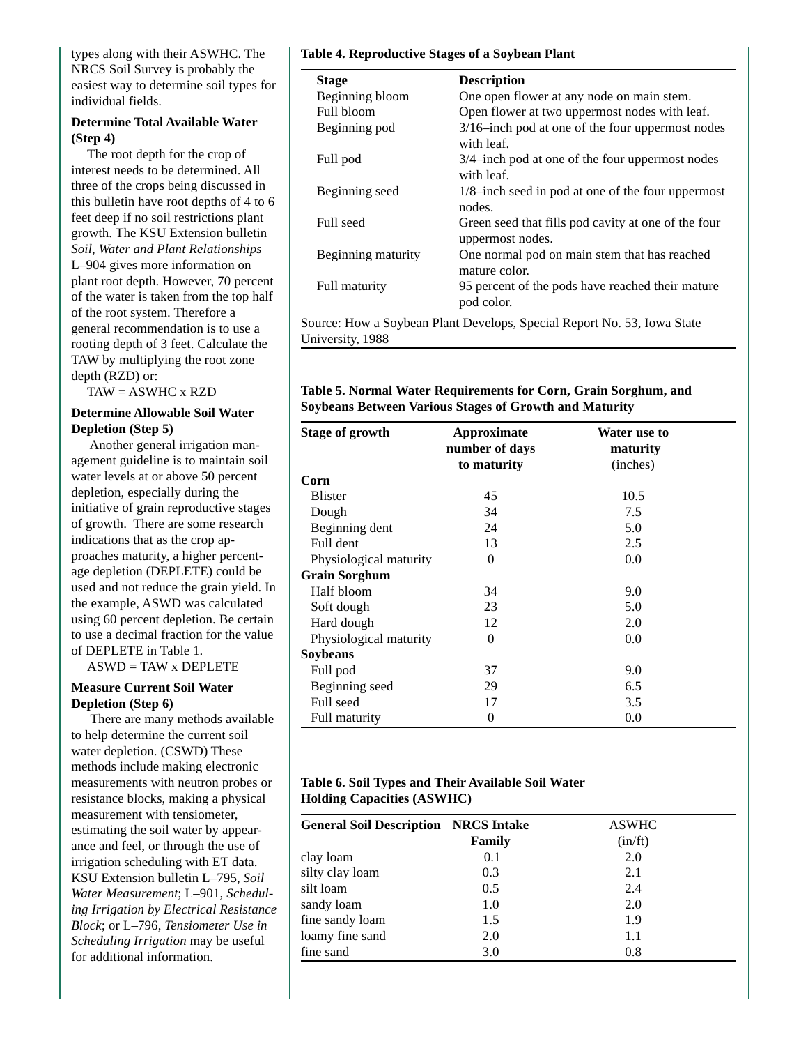types along with their ASWHC. The NRCS Soil Survey is probably the easiest way to determine soil types for individual fields.

### Determine Total Available Water (Step 4)

The root depth for the crop of interest needs to be determined. All three of the crops being discussed in this bulletin have root depths of 4 to 6 feet deep if no soil restrictions plant growth. The KSU Extension bulletin *Soil, Water and Plant Relationships* L–904 gives more information on plant root depth. However, 70 percent of the water is taken from the top half of the root system. Therefore a general recommendation is to use a rooting depth of 3 feet. Calculate the TAW by multiplying the root zone depth (RZD) or:

TAW = ASWHC x RZD

### Determine Allowable Soil Water Depletion (Step 5)

Another general irrigation management guideline is to maintain soil water levels at or above 50 percent depletion, especially during the initiative of grain reproductive stages of growth. There are some research indications that as the crop approaches maturity, a higher percentage depletion (DEPLETE) could be used and not reduce the grain yield. In the example, ASWD was calculated using 60 percent depletion. Be certain to use a decimal fraction for the value of DEPLETE in Table 1.

ASWD = TAW x DEPLETE

### Measure Current Soil Water Depletion (Step 6)

There are many methods available to help determine the current soil water depletion. (CSWD) These methods include making electronic measurements with neutron probes or resistance blocks, making a physical measurement with tensiometer, estimating the soil water by appearance and feel, or through the use of irrigation scheduling with ET data. KSU Extension bulletin L–795, *Soil Water Measurement*; L–901, *Scheduling Irrigation by Electrical Resistance Block*; or L–796, *Tensiometer Use in Scheduling Irrigation* may be useful for additional information.

**Table 4. Reproductive Stages of a Soybean Plant**

| Stage | Description |
|---|---|
| Beginning bloom | One open flower at any node on main stem. |
| Full bloom | Open flower at two uppermost nodes with leaf. |
| Beginning pod | 3/16–inch pod at one of the four uppermost nodes with leaf. |
| Full pod | 3/4–inch pod at one of the four uppermost nodes with leaf. |
| Beginning seed | 1/8–inch seed in pod at one of the four uppermost nodes. |
| Full seed | Green seed that fills pod cavity at one of the four uppermost nodes. |
| Beginning maturity | One normal pod on main stem that has reached mature color. |
| Full maturity | 95 percent of the pods have reached their mature pod color. |

Source: How a Soybean Plant Develops, Special Report No. 53, Iowa State University, 1988

**Table 5. Normal Water Requirements for Corn, Grain Sorghum, and Soybeans Between Various Stages of Growth and Maturity**

| Stage of growth | Approximate number of days to maturity | Water use to maturity (inches) |
|---|---|---|
| **Corn** | | |
| Blister | 45 | 10.5 |
| Dough | 34 | 7.5 |
| Beginning dent | 24 | 5.0 |
| Full dent | 13 | 2.5 |
| Physiological maturity | 0 | 0.0 |
| **Grain Sorghum** | | |
| Half bloom | 34 | 9.0 |
| Soft dough | 23 | 5.0 |
| Hard dough | 12 | 2.0 |
| Physiological maturity | 0 | 0.0 |
| **Soybeans** | | |
| Full pod | 37 | 9.0 |
| Beginning seed | 29 | 6.5 |
| Full seed | 17 | 3.5 |
| Full maturity | 0 | 0.0 |

**Table 6. Soil Types and Their Available Soil Water Holding Capacities (ASWHC)**

| General Soil Description | NRCS Intake Family | ASWHC (in/ft) |
|---|---|---|
| clay loam | 0.1 | 2.0 |
| silty clay loam | 0.3 | 2.1 |
| silt loam | 0.5 | 2.4 |
| sandy loam | 1.0 | 2.0 |
| fine sandy loam | 1.5 | 1.9 |
| loamy fine sand | 2.0 | 1.1 |
| fine sand | 3.0 | 0.8 |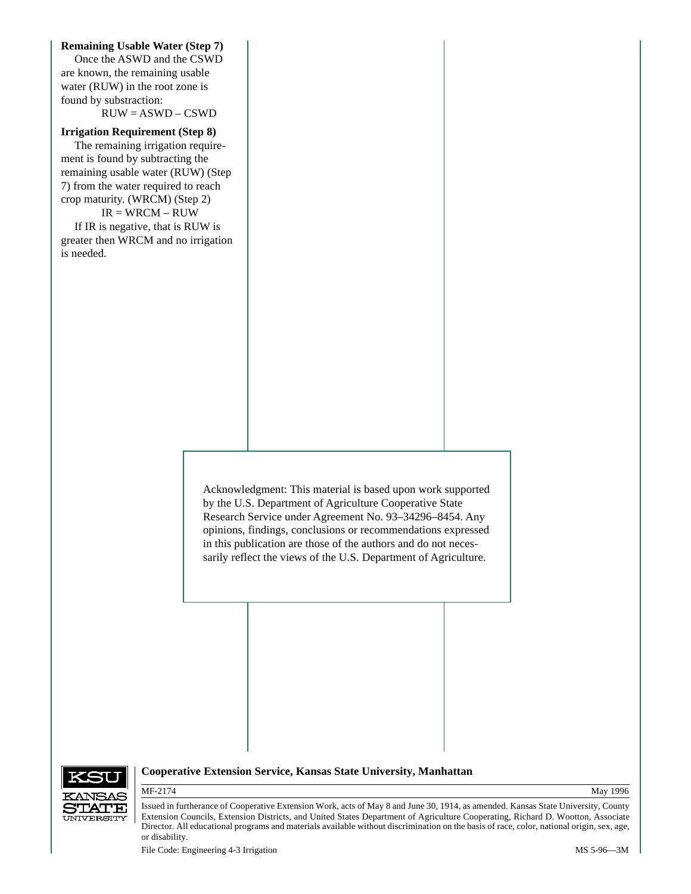**Remaining Usable Water (Step 7)**

Once the ASWD and the CSWD are known, the remaining usable water (RUW) in the root zone is found by substraction:

RUW = ASWD – CSWD

**Irrigation Requirement (Step 8)**

The remaining irrigation requirement is found by subtracting the remaining usable water (RUW) (Step 7) from the water required to reach crop maturity. (WRCM) (Step 2)

IR = WRCM – RUW

If IR is negative, that is RUW is greater then WRCM and no irrigation is needed.

Acknowledgment: This material is based upon work supported by the U.S. Department of Agriculture Cooperative State Research Service under Agreement No. 93–34296–8454. Any opinions, findings, conclusions or recommendations expressed in this publication are those of the authors and do not necessarily reflect the views of the U.S. Department of Agriculture.

**Cooperative Extension Service, Kansas State University, Manhattan**

MF-2174 May 1996

Issued in furtherance of Cooperative Extension Work, acts of May 8 and June 30, 1914, as amended. Kansas State University, County Extension Councils, Extension Districts, and United States Department of Agriculture Cooperating, Richard D. Wootton, Associate Director. All educational programs and materials available without discrimination on the basis of race, color, national origin, sex, age, or disability.

File Code: Engineering 4-3 Irrigation MS 5-96—3M